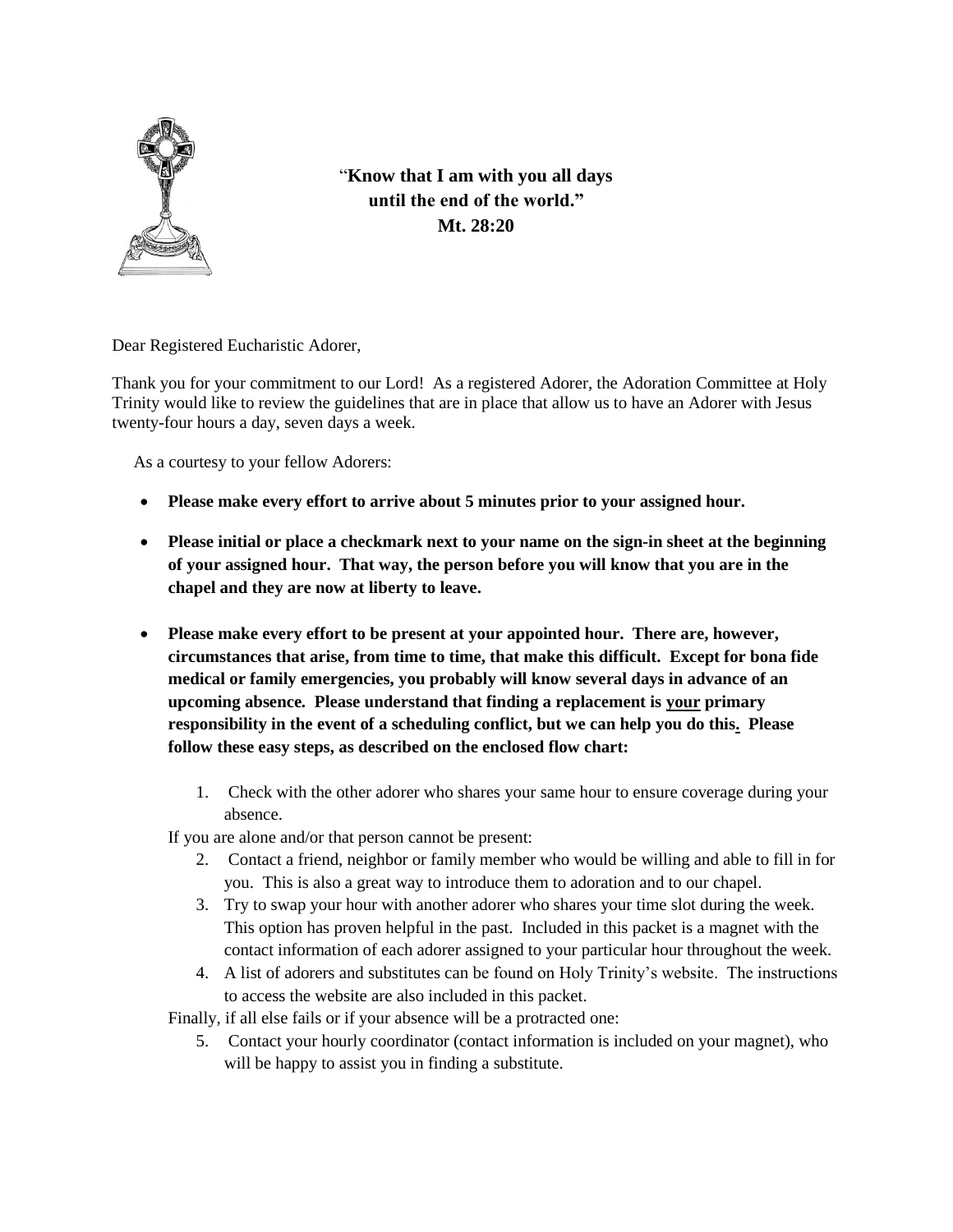**"Know that I am with you all days until the end of the world."**
**Mt. 28:20**

Dear Registered Eucharistic Adorer,

Thank you for your commitment to our Lord! As a registered Adorer, the Adoration Committee at Holy Trinity would like to review the guidelines that are in place that allow us to have an Adorer with Jesus twenty-four hours a day, seven days a week.

As a courtesy to your fellow Adorers:

- **Please make every effort to arrive about 5 minutes prior to your assigned hour.**
- **Please initial or place a checkmark next to your name on the sign-in sheet at the beginning of your assigned hour. That way, the person before you will know that you are in the chapel and they are now at liberty to leave.**
- **Please make every effort to be present at your appointed hour. There are, however, circumstances that arise, from time to time, that make this difficult. Except for bona fide medical or family emergencies, you probably will know several days in advance of an upcoming absence. Please understand that finding a replacement is <u>your</u> primary responsibility in the event of a scheduling conflict, but we can help you do this. Please follow these easy steps, as described on the enclosed flow chart:**

1. Check with the other adorer who shares your same hour to ensure coverage during your absence.

If you are alone and/or that person cannot be present:

2. Contact a friend, neighbor or family member who would be willing and able to fill in for you. This is also a great way to introduce them to adoration and to our chapel.
3. Try to swap your hour with another adorer who shares your time slot during the week. This option has proven helpful in the past. Included in this packet is a magnet with the contact information of each adorer assigned to your particular hour throughout the week.
4. A list of adorers and substitutes can be found on Holy Trinity's website. The instructions to access the website are also included in this packet.

Finally, if all else fails or if your absence will be a protracted one:

5. Contact your hourly coordinator (contact information is included on your magnet), who will be happy to assist you in finding a substitute.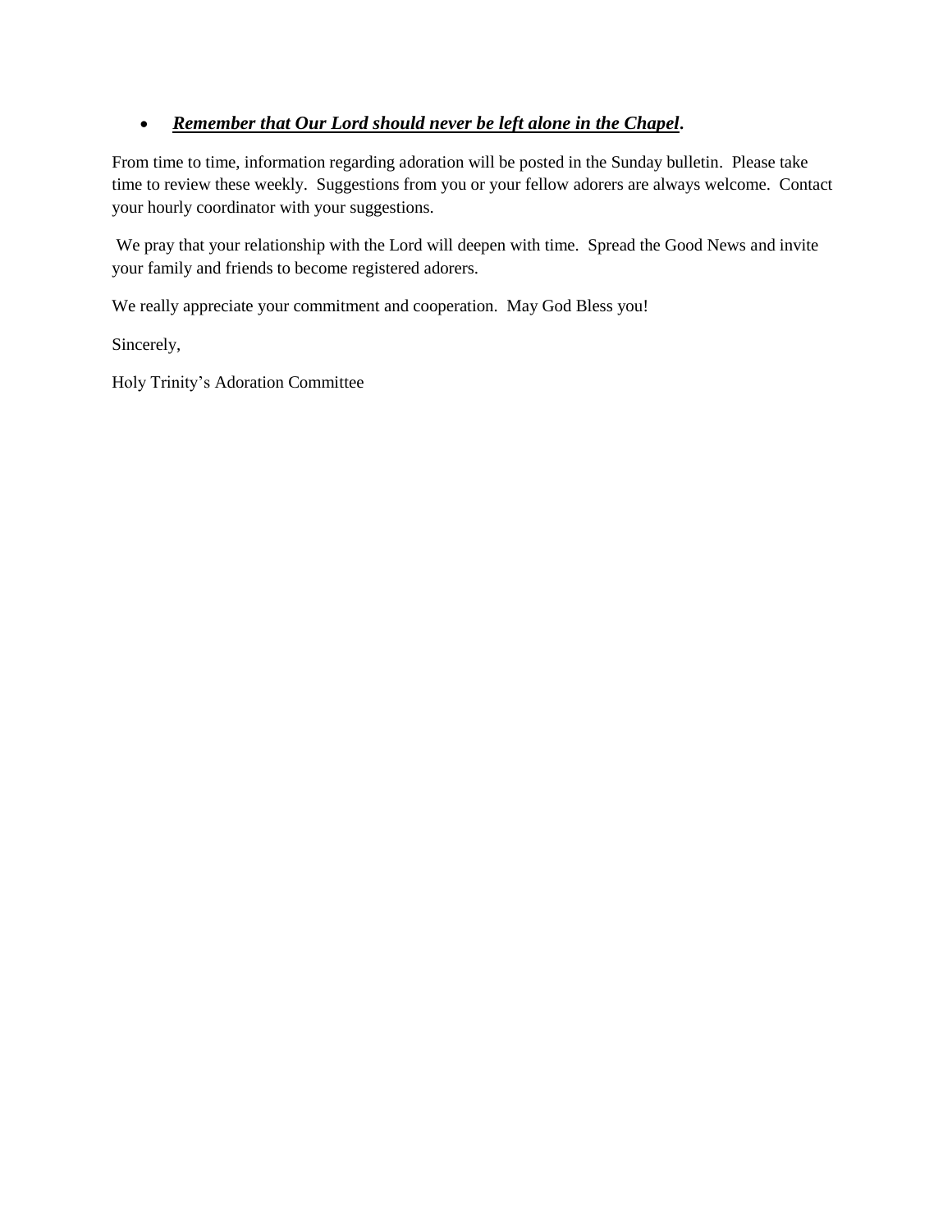- ***<u>Remember that Our Lord should never be left alone in the Chapel</u>*.**

From time to time, information regarding adoration will be posted in the Sunday bulletin. Please take time to review these weekly. Suggestions from you or your fellow adorers are always welcome. Contact your hourly coordinator with your suggestions.

We pray that your relationship with the Lord will deepen with time. Spread the Good News and invite your family and friends to become registered adorers.

We really appreciate your commitment and cooperation. May God Bless you!

Sincerely,

Holy Trinity's Adoration Committee